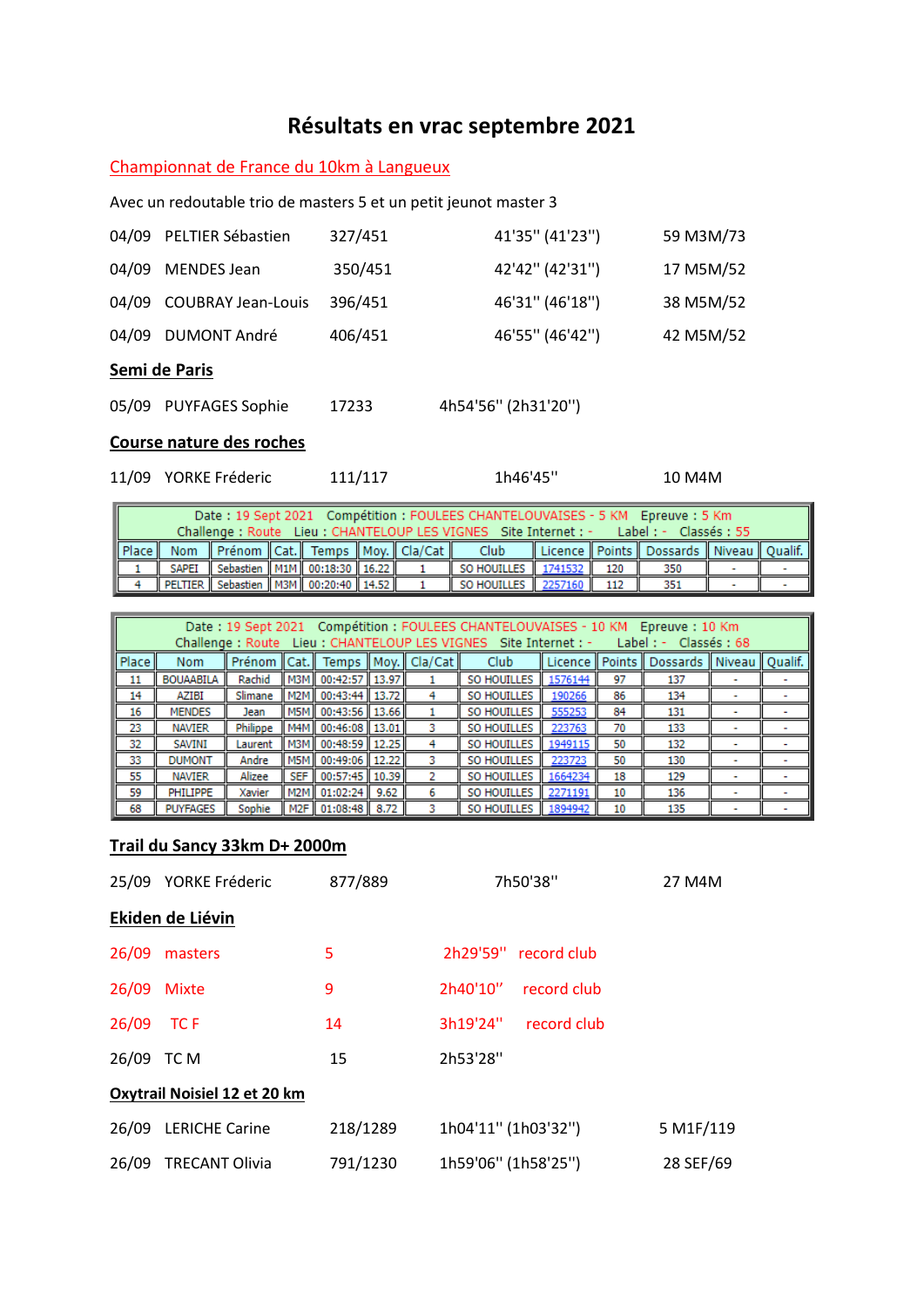# Résultats en vrac septembre 2021

## Championnat de France du 10km à Langueux

Avec un redoutable trio de masters 5 et un petit jeunot master 3

| | | | | |
|---|---|---|---|---|
| 04/09 | PELTIER Sébastien | 327/451 | 41'35'' (41'23'') | 59 M3M/73 |
| 04/09 | MENDES Jean | 350/451 | 42'42'' (42'31'') | 17 M5M/52 |
| 04/09 | COUBRAY Jean-Louis | 396/451 | 46'31'' (46'18'') | 38 M5M/52 |
| 04/09 | DUMONT André | 406/451 | 46'55'' (46'42'') | 42 M5M/52 |

## Semi de Paris

05/09 PUYFAGES Sophie 17233 4h54'56'' (2h31'20'')

## Course nature des roches

11/09 YORKE Fréderic 111/117 1h46'45'' 10 M4M

Date : 19 Sept 2021 Compétition : FOULEES CHANTELOUVAISES - 5 KM Epreuve : 5 Km
Challenge : Route Lieu : CHANTELOUP LES VIGNES Site Internet : - Label : - Classés : 55

| Place | Nom | Prénom | Cat. | Temps | Moy. | Cla/Cat | Club | Licence | Points | Dossards | Niveau | Qualif. |
|---|---|---|---|---|---|---|---|---|---|---|---|---|
| 1 | SAPEI | Sebastien | M1M | 00:18:30 | 16.22 | 1 | SO HOUILLES | 1741532 | 120 | 350 | - | - |
| 4 | PELTIER | Sebastien | M3M | 00:20:40 | 14.52 | 1 | SO HOUILLES | 2257160 | 112 | 351 | - | - |

Date : 19 Sept 2021 Compétition : FOULEES CHANTELOUVAISES - 10 KM Epreuve : 10 Km
Challenge : Route Lieu : CHANTELOUP LES VIGNES Site Internet : - Label : - Classés : 68

| Place | Nom | Prénom | Cat. | Temps | Moy. | Cla/Cat | Club | Licence | Points | Dossards | Niveau | Qualif. |
|---|---|---|---|---|---|---|---|---|---|---|---|---|
| 11 | BOUAABILA | Rachid | M3M | 00:42:57 | 13.97 | 1 | SO HOUILLES | 1576144 | 97 | 137 | - | - |
| 14 | AZIBI | Slimane | M2M | 00:43:44 | 13.72 | 4 | SO HOUILLES | 190266 | 86 | 134 | - | - |
| 16 | MENDES | Jean | M5M | 00:43:56 | 13.66 | 1 | SO HOUILLES | 555253 | 84 | 131 | - | - |
| 23 | NAVIER | Philippe | M4M | 00:46:08 | 13.01 | 3 | SO HOUILLES | 223763 | 70 | 133 | - | - |
| 32 | SAVINI | Laurent | M3M | 00:48:59 | 12.25 | 4 | SO HOUILLES | 1949115 | 50 | 132 | - | - |
| 33 | DUMONT | Andre | M5M | 00:49:06 | 12.22 | 3 | SO HOUILLES | 223723 | 50 | 130 | - | - |
| 55 | NAVIER | Alizee | SEF | 00:57:45 | 10.39 | 2 | SO HOUILLES | 1664234 | 18 | 129 | - | - |
| 59 | PHILIPPE | Xavier | M2M | 01:02:24 | 9.62 | 6 | SO HOUILLES | 2271191 | 10 | 136 | - | - |
| 68 | PUYFAGES | Sophie | M2F | 01:08:48 | 8.72 | 3 | SO HOUILLES | 1894942 | 10 | 135 | - | - |

## Trail du Sancy 33km D+ 2000m

25/09 YORKE Fréderic 877/889 7h50'38'' 27 M4M

## Ekiden de Liévin

| | | | | |
|---|---|---|---|---|
| 26/09 | masters | 5 | 2h29'59'' | record club |
| 26/09 | Mixte | 9 | 2h40'10'' | record club |
| 26/09 | TC F | 14 | 3h19'24'' | record club |
| 26/09 | TC M | 15 | 2h53'28'' | |

## Oxytrail Noisiel 12 et 20 km

| | | | | |
|---|---|---|---|---|
| 26/09 | LERICHE Carine | 218/1289 | 1h04'11'' (1h03'32'') | 5 M1F/119 |
| 26/09 | TRECANT Olivia | 791/1230 | 1h59'06'' (1h58'25'') | 28 SEF/69 |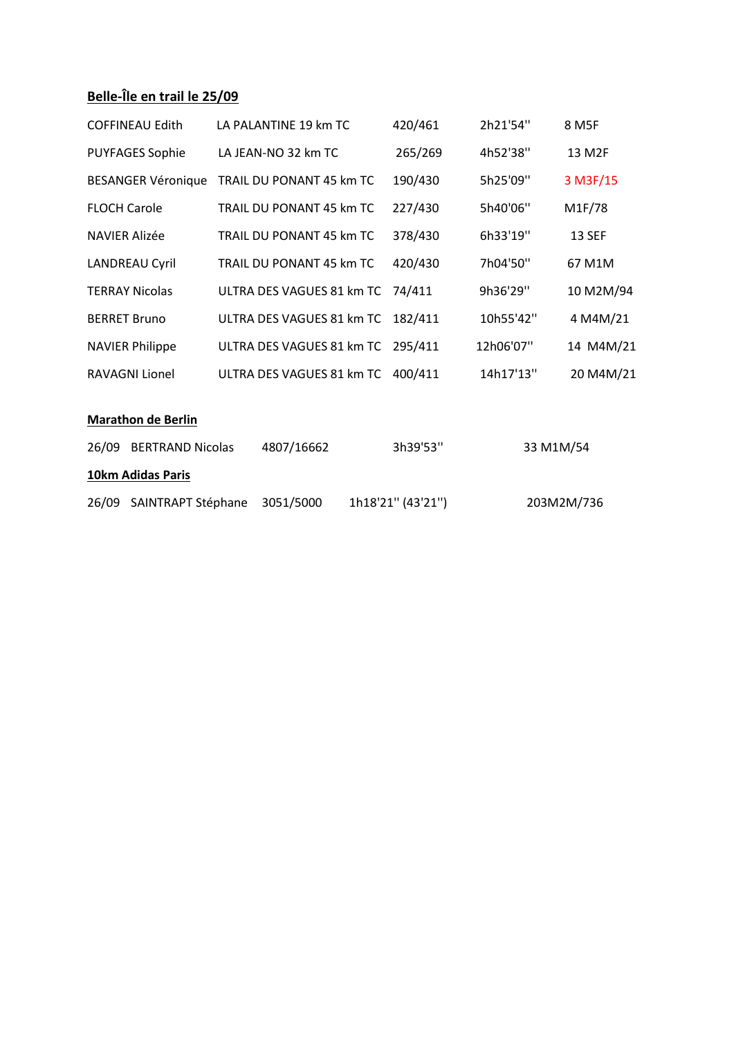## Belle-Île en trail le 25/09

| | | | | |
|---|---|---|---|---|
| COFFINEAU Edith | LA PALANTINE 19 km TC | 420/461 | 2h21'54'' | 8 M5F |
| PUYFAGES Sophie | LA JEAN-NO 32 km TC | 265/269 | 4h52'38'' | 13 M2F |
| BESANGER Véronique | TRAIL DU PONANT 45 km TC | 190/430 | 5h25'09'' | 3 M3F/15 |
| FLOCH Carole | TRAIL DU PONANT 45 km TC | 227/430 | 5h40'06'' | M1F/78 |
| NAVIER Alizée | TRAIL DU PONANT 45 km TC | 378/430 | 6h33'19'' | 13 SEF |
| LANDREAU Cyril | TRAIL DU PONANT 45 km TC | 420/430 | 7h04'50'' | 67 M1M |
| TERRAY Nicolas | ULTRA DES VAGUES 81 km TC | 74/411 | 9h36'29'' | 10 M2M/94 |
| BERRET Bruno | ULTRA DES VAGUES 81 km TC | 182/411 | 10h55'42'' | 4 M4M/21 |
| NAVIER Philippe | ULTRA DES VAGUES 81 km TC | 295/411 | 12h06'07'' | 14 M4M/21 |
| RAVAGNI Lionel | ULTRA DES VAGUES 81 km TC | 400/411 | 14h17'13'' | 20 M4M/21 |

## Marathon de Berlin

| | | | | |
|---|---|---|---|---|
| 26/09 | BERTRAND Nicolas | 4807/16662 | 3h39'53'' | 33 M1M/54 |

## 10km Adidas Paris

| | | | | |
|---|---|---|---|---|
| 26/09 | SAINTRAPT Stéphane | 3051/5000 | 1h18'21'' (43'21'') | 203M2M/736 |